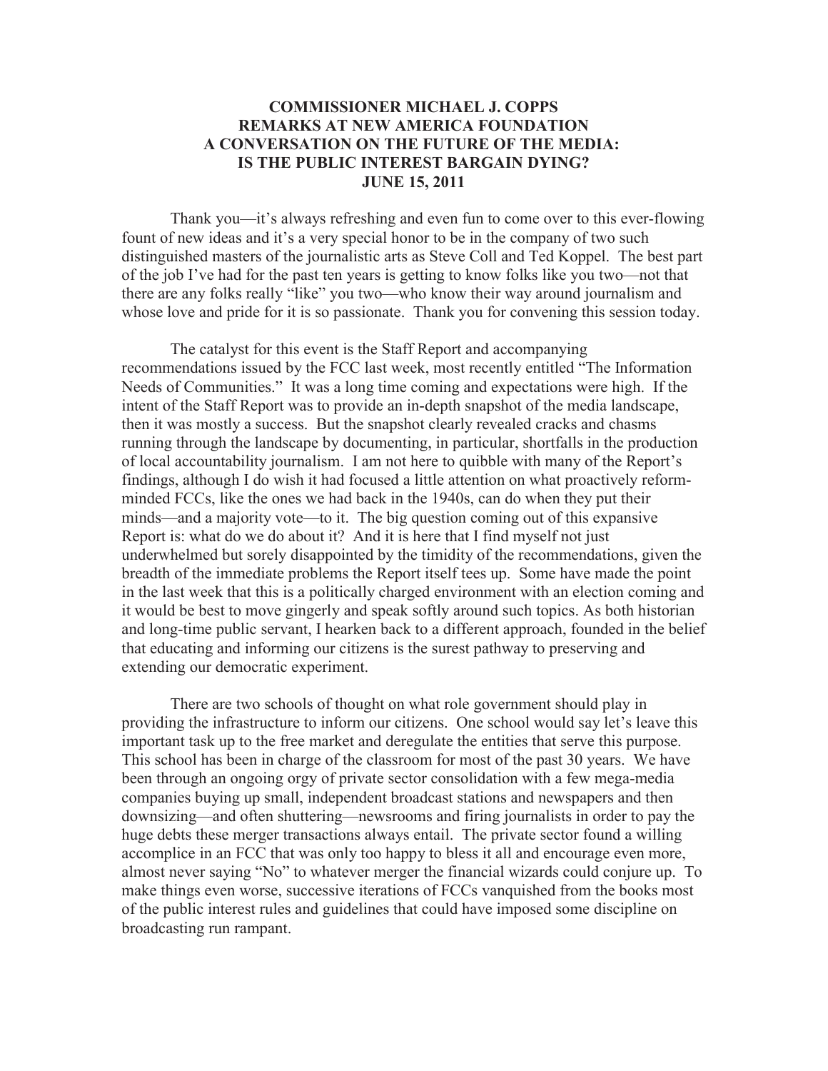# COMMISSIONER MICHAEL J. COPPS
# REMARKS AT NEW AMERICA FOUNDATION
# A CONVERSATION ON THE FUTURE OF THE MEDIA: IS THE PUBLIC INTEREST BARGAIN DYING?
# JUNE 15, 2011

Thank you—it's always refreshing and even fun to come over to this ever-flowing fount of new ideas and it's a very special honor to be in the company of two such distinguished masters of the journalistic arts as Steve Coll and Ted Koppel. The best part of the job I've had for the past ten years is getting to know folks like you two—not that there are any folks really "like" you two—who know their way around journalism and whose love and pride for it is so passionate. Thank you for convening this session today.

The catalyst for this event is the Staff Report and accompanying recommendations issued by the FCC last week, most recently entitled "The Information Needs of Communities." It was a long time coming and expectations were high. If the intent of the Staff Report was to provide an in-depth snapshot of the media landscape, then it was mostly a success. But the snapshot clearly revealed cracks and chasms running through the landscape by documenting, in particular, shortfalls in the production of local accountability journalism. I am not here to quibble with many of the Report's findings, although I do wish it had focused a little attention on what proactively reform-minded FCCs, like the ones we had back in the 1940s, can do when they put their minds—and a majority vote—to it. The big question coming out of this expansive Report is: what do we do about it? And it is here that I find myself not just underwhelmed but sorely disappointed by the timidity of the recommendations, given the breadth of the immediate problems the Report itself tees up. Some have made the point in the last week that this is a politically charged environment with an election coming and it would be best to move gingerly and speak softly around such topics. As both historian and long-time public servant, I hearken back to a different approach, founded in the belief that educating and informing our citizens is the surest pathway to preserving and extending our democratic experiment.

There are two schools of thought on what role government should play in providing the infrastructure to inform our citizens. One school would say let's leave this important task up to the free market and deregulate the entities that serve this purpose. This school has been in charge of the classroom for most of the past 30 years. We have been through an ongoing orgy of private sector consolidation with a few mega-media companies buying up small, independent broadcast stations and newspapers and then downsizing—and often shuttering—newsrooms and firing journalists in order to pay the huge debts these merger transactions always entail. The private sector found a willing accomplice in an FCC that was only too happy to bless it all and encourage even more, almost never saying "No" to whatever merger the financial wizards could conjure up. To make things even worse, successive iterations of FCCs vanquished from the books most of the public interest rules and guidelines that could have imposed some discipline on broadcasting run rampant.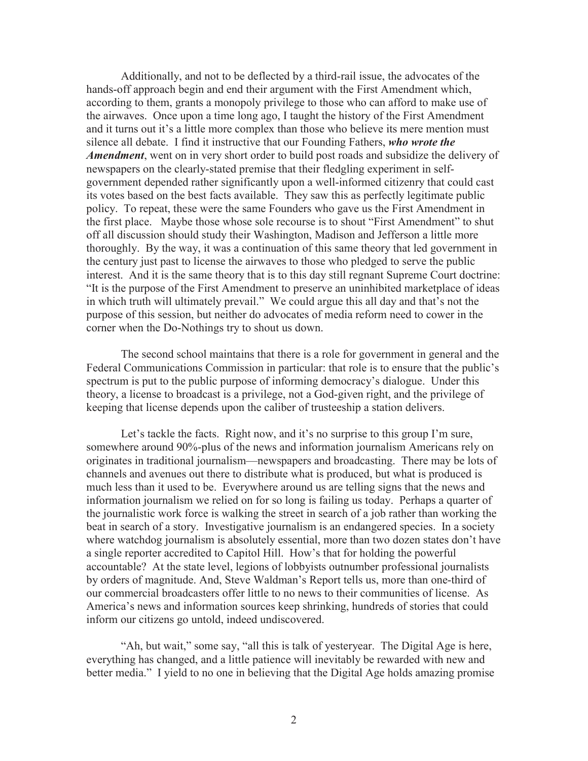Additionally, and not to be deflected by a third-rail issue, the advocates of the hands-off approach begin and end their argument with the First Amendment which, according to them, grants a monopoly privilege to those who can afford to make use of the airwaves. Once upon a time long ago, I taught the history of the First Amendment and it turns out it's a little more complex than those who believe its mere mention must silence all debate. I find it instructive that our Founding Fathers, ***who wrote the Amendment***, went on in very short order to build post roads and subsidize the delivery of newspapers on the clearly-stated premise that their fledgling experiment in self-government depended rather significantly upon a well-informed citizenry that could cast its votes based on the best facts available. They saw this as perfectly legitimate public policy. To repeat, these were the same Founders who gave us the First Amendment in the first place. Maybe those whose sole recourse is to shout "First Amendment" to shut off all discussion should study their Washington, Madison and Jefferson a little more thoroughly. By the way, it was a continuation of this same theory that led government in the century just past to license the airwaves to those who pledged to serve the public interest. And it is the same theory that is to this day still regnant Supreme Court doctrine: "It is the purpose of the First Amendment to preserve an uninhibited marketplace of ideas in which truth will ultimately prevail." We could argue this all day and that's not the purpose of this session, but neither do advocates of media reform need to cower in the corner when the Do-Nothings try to shout us down.

The second school maintains that there is a role for government in general and the Federal Communications Commission in particular: that role is to ensure that the public's spectrum is put to the public purpose of informing democracy's dialogue. Under this theory, a license to broadcast is a privilege, not a God-given right, and the privilege of keeping that license depends upon the caliber of trusteeship a station delivers.

Let's tackle the facts. Right now, and it's no surprise to this group I'm sure, somewhere around 90%-plus of the news and information journalism Americans rely on originates in traditional journalism—newspapers and broadcasting. There may be lots of channels and avenues out there to distribute what is produced, but what is produced is much less than it used to be. Everywhere around us are telling signs that the news and information journalism we relied on for so long is failing us today. Perhaps a quarter of the journalistic work force is walking the street in search of a job rather than working the beat in search of a story. Investigative journalism is an endangered species. In a society where watchdog journalism is absolutely essential, more than two dozen states don't have a single reporter accredited to Capitol Hill. How's that for holding the powerful accountable? At the state level, legions of lobbyists outnumber professional journalists by orders of magnitude. And, Steve Waldman's Report tells us, more than one-third of our commercial broadcasters offer little to no news to their communities of license. As America's news and information sources keep shrinking, hundreds of stories that could inform our citizens go untold, indeed undiscovered.

"Ah, but wait," some say, "all this is talk of yesteryear. The Digital Age is here, everything has changed, and a little patience will inevitably be rewarded with new and better media." I yield to no one in believing that the Digital Age holds amazing promise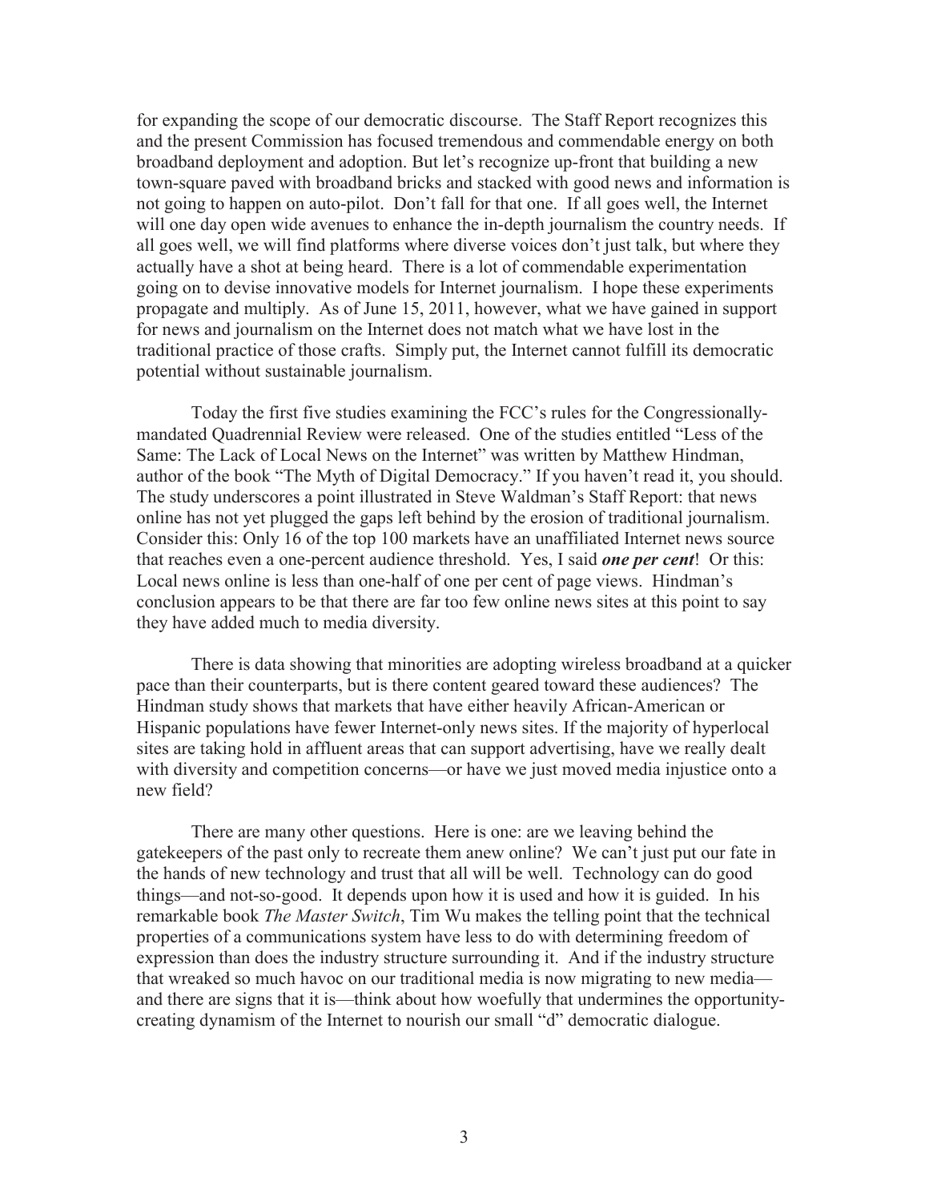for expanding the scope of our democratic discourse. The Staff Report recognizes this and the present Commission has focused tremendous and commendable energy on both broadband deployment and adoption. But let's recognize up-front that building a new town-square paved with broadband bricks and stacked with good news and information is not going to happen on auto-pilot. Don't fall for that one. If all goes well, the Internet will one day open wide avenues to enhance the in-depth journalism the country needs. If all goes well, we will find platforms where diverse voices don't just talk, but where they actually have a shot at being heard. There is a lot of commendable experimentation going on to devise innovative models for Internet journalism. I hope these experiments propagate and multiply. As of June 15, 2011, however, what we have gained in support for news and journalism on the Internet does not match what we have lost in the traditional practice of those crafts. Simply put, the Internet cannot fulfill its democratic potential without sustainable journalism.

Today the first five studies examining the FCC's rules for the Congressionally-mandated Quadrennial Review were released. One of the studies entitled "Less of the Same: The Lack of Local News on the Internet" was written by Matthew Hindman, author of the book "The Myth of Digital Democracy." If you haven't read it, you should. The study underscores a point illustrated in Steve Waldman's Staff Report: that news online has not yet plugged the gaps left behind by the erosion of traditional journalism. Consider this: Only 16 of the top 100 markets have an unaffiliated Internet news source that reaches even a one-percent audience threshold. Yes, I said ***one per cent***! Or this: Local news online is less than one-half of one per cent of page views. Hindman's conclusion appears to be that there are far too few online news sites at this point to say they have added much to media diversity.

There is data showing that minorities are adopting wireless broadband at a quicker pace than their counterparts, but is there content geared toward these audiences? The Hindman study shows that markets that have either heavily African-American or Hispanic populations have fewer Internet-only news sites. If the majority of hyperlocal sites are taking hold in affluent areas that can support advertising, have we really dealt with diversity and competition concerns—or have we just moved media injustice onto a new field?

There are many other questions. Here is one: are we leaving behind the gatekeepers of the past only to recreate them anew online? We can't just put our fate in the hands of new technology and trust that all will be well. Technology can do good things—and not-so-good. It depends upon how it is used and how it is guided. In his remarkable book *The Master Switch*, Tim Wu makes the telling point that the technical properties of a communications system have less to do with determining freedom of expression than does the industry structure surrounding it. And if the industry structure that wreaked so much havoc on our traditional media is now migrating to new media—and there are signs that it is—think about how woefully that undermines the opportunity-creating dynamism of the Internet to nourish our small "d" democratic dialogue.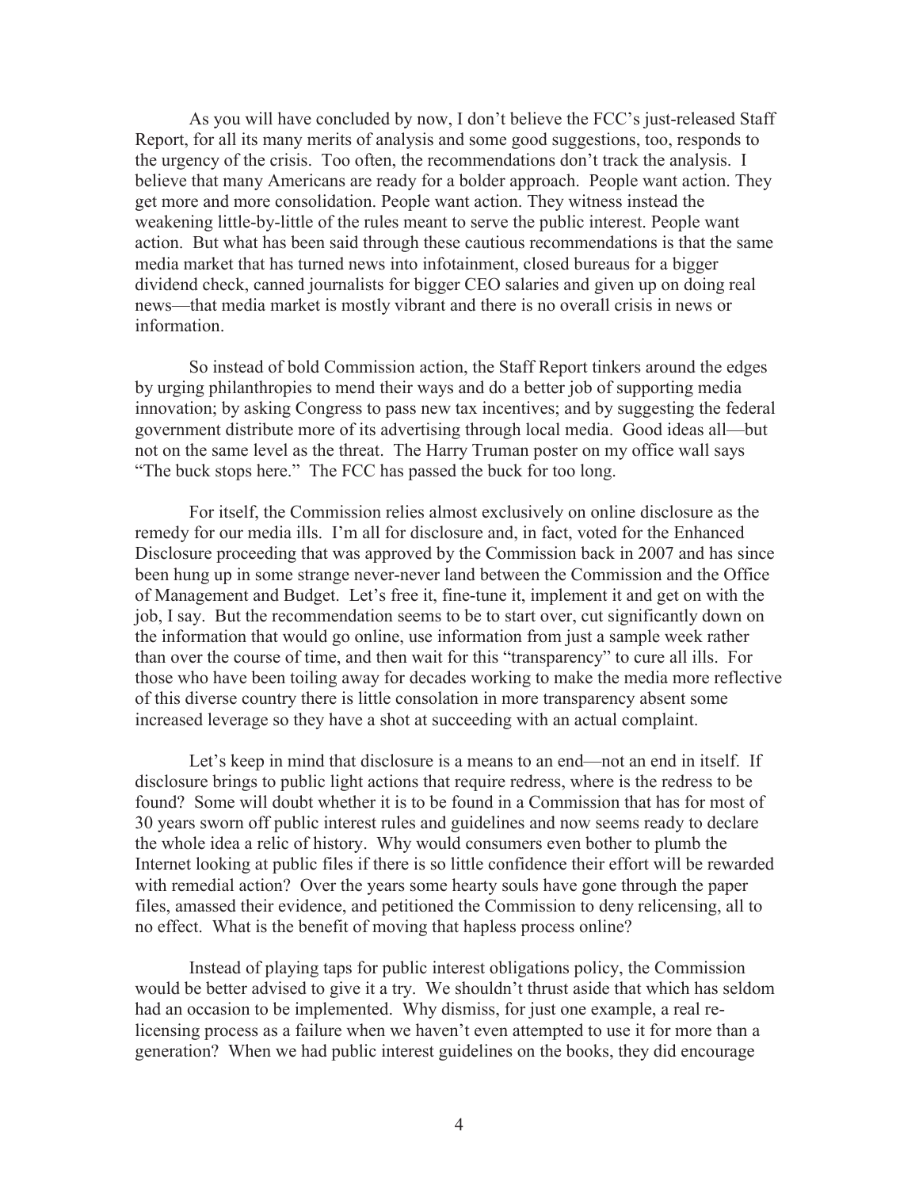As you will have concluded by now, I don't believe the FCC's just-released Staff Report, for all its many merits of analysis and some good suggestions, too, responds to the urgency of the crisis. Too often, the recommendations don't track the analysis. I believe that many Americans are ready for a bolder approach. People want action. They get more and more consolidation. People want action. They witness instead the weakening little-by-little of the rules meant to serve the public interest. People want action. But what has been said through these cautious recommendations is that the same media market that has turned news into infotainment, closed bureaus for a bigger dividend check, canned journalists for bigger CEO salaries and given up on doing real news—that media market is mostly vibrant and there is no overall crisis in news or information.

So instead of bold Commission action, the Staff Report tinkers around the edges by urging philanthropies to mend their ways and do a better job of supporting media innovation; by asking Congress to pass new tax incentives; and by suggesting the federal government distribute more of its advertising through local media. Good ideas all—but not on the same level as the threat. The Harry Truman poster on my office wall says "The buck stops here." The FCC has passed the buck for too long.

For itself, the Commission relies almost exclusively on online disclosure as the remedy for our media ills. I'm all for disclosure and, in fact, voted for the Enhanced Disclosure proceeding that was approved by the Commission back in 2007 and has since been hung up in some strange never-never land between the Commission and the Office of Management and Budget. Let's free it, fine-tune it, implement it and get on with the job, I say. But the recommendation seems to be to start over, cut significantly down on the information that would go online, use information from just a sample week rather than over the course of time, and then wait for this "transparency" to cure all ills. For those who have been toiling away for decades working to make the media more reflective of this diverse country there is little consolation in more transparency absent some increased leverage so they have a shot at succeeding with an actual complaint.

Let's keep in mind that disclosure is a means to an end—not an end in itself. If disclosure brings to public light actions that require redress, where is the redress to be found? Some will doubt whether it is to be found in a Commission that has for most of 30 years sworn off public interest rules and guidelines and now seems ready to declare the whole idea a relic of history. Why would consumers even bother to plumb the Internet looking at public files if there is so little confidence their effort will be rewarded with remedial action? Over the years some hearty souls have gone through the paper files, amassed their evidence, and petitioned the Commission to deny relicensing, all to no effect. What is the benefit of moving that hapless process online?

Instead of playing taps for public interest obligations policy, the Commission would be better advised to give it a try. We shouldn't thrust aside that which has seldom had an occasion to be implemented. Why dismiss, for just one example, a real re-licensing process as a failure when we haven't even attempted to use it for more than a generation? When we had public interest guidelines on the books, they did encourage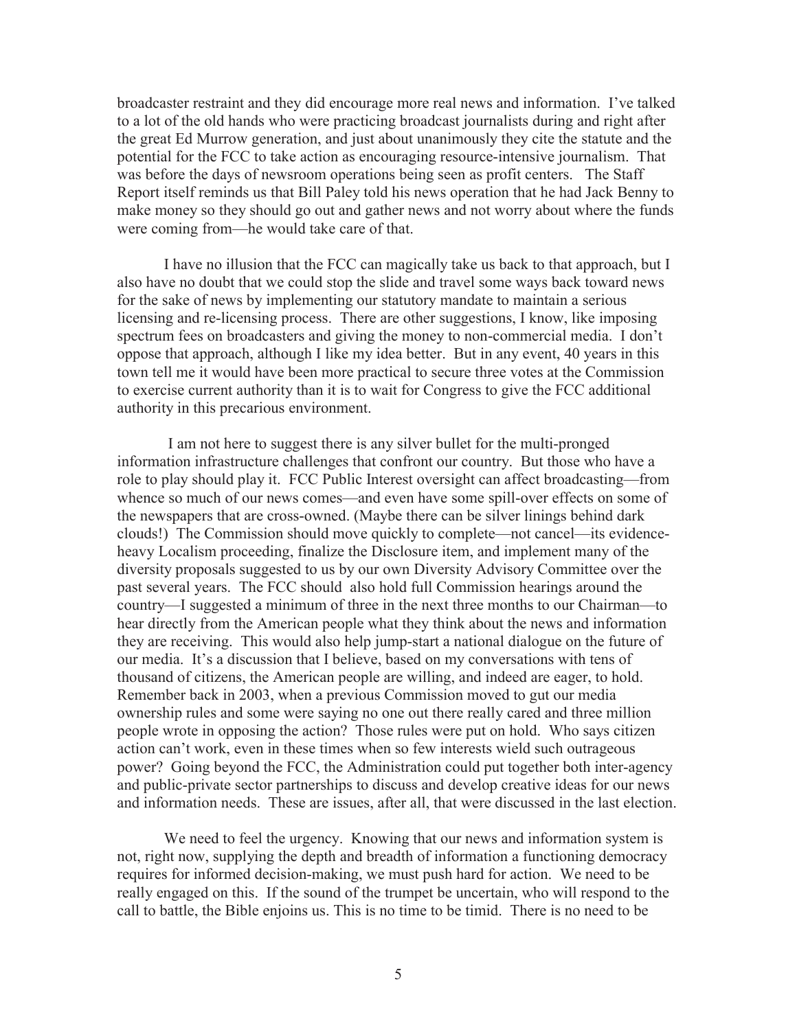broadcaster restraint and they did encourage more real news and information. I've talked to a lot of the old hands who were practicing broadcast journalists during and right after the great Ed Murrow generation, and just about unanimously they cite the statute and the potential for the FCC to take action as encouraging resource-intensive journalism. That was before the days of newsroom operations being seen as profit centers. The Staff Report itself reminds us that Bill Paley told his news operation that he had Jack Benny to make money so they should go out and gather news and not worry about where the funds were coming from—he would take care of that.

I have no illusion that the FCC can magically take us back to that approach, but I also have no doubt that we could stop the slide and travel some ways back toward news for the sake of news by implementing our statutory mandate to maintain a serious licensing and re-licensing process. There are other suggestions, I know, like imposing spectrum fees on broadcasters and giving the money to non-commercial media. I don't oppose that approach, although I like my idea better. But in any event, 40 years in this town tell me it would have been more practical to secure three votes at the Commission to exercise current authority than it is to wait for Congress to give the FCC additional authority in this precarious environment.

I am not here to suggest there is any silver bullet for the multi-pronged information infrastructure challenges that confront our country. But those who have a role to play should play it. FCC Public Interest oversight can affect broadcasting—from whence so much of our news comes—and even have some spill-over effects on some of the newspapers that are cross-owned. (Maybe there can be silver linings behind dark clouds!) The Commission should move quickly to complete—not cancel—its evidence-heavy Localism proceeding, finalize the Disclosure item, and implement many of the diversity proposals suggested to us by our own Diversity Advisory Committee over the past several years. The FCC should also hold full Commission hearings around the country—I suggested a minimum of three in the next three months to our Chairman—to hear directly from the American people what they think about the news and information they are receiving. This would also help jump-start a national dialogue on the future of our media. It's a discussion that I believe, based on my conversations with tens of thousand of citizens, the American people are willing, and indeed are eager, to hold. Remember back in 2003, when a previous Commission moved to gut our media ownership rules and some were saying no one out there really cared and three million people wrote in opposing the action? Those rules were put on hold. Who says citizen action can't work, even in these times when so few interests wield such outrageous power? Going beyond the FCC, the Administration could put together both inter-agency and public-private sector partnerships to discuss and develop creative ideas for our news and information needs. These are issues, after all, that were discussed in the last election.

We need to feel the urgency. Knowing that our news and information system is not, right now, supplying the depth and breadth of information a functioning democracy requires for informed decision-making, we must push hard for action. We need to be really engaged on this. If the sound of the trumpet be uncertain, who will respond to the call to battle, the Bible enjoins us. This is no time to be timid. There is no need to be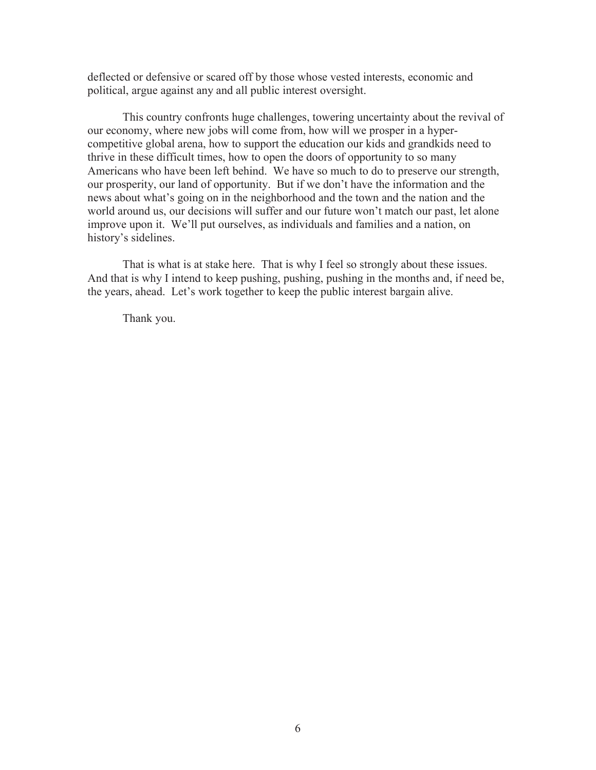deflected or defensive or scared off by those whose vested interests, economic and political, argue against any and all public interest oversight.

This country confronts huge challenges, towering uncertainty about the revival of our economy, where new jobs will come from, how will we prosper in a hyper-competitive global arena, how to support the education our kids and grandkids need to thrive in these difficult times, how to open the doors of opportunity to so many Americans who have been left behind. We have so much to do to preserve our strength, our prosperity, our land of opportunity. But if we don't have the information and the news about what's going on in the neighborhood and the town and the nation and the world around us, our decisions will suffer and our future won't match our past, let alone improve upon it. We'll put ourselves, as individuals and families and a nation, on history's sidelines.

That is what is at stake here. That is why I feel so strongly about these issues. And that is why I intend to keep pushing, pushing, pushing in the months and, if need be, the years, ahead. Let's work together to keep the public interest bargain alive.

Thank you.